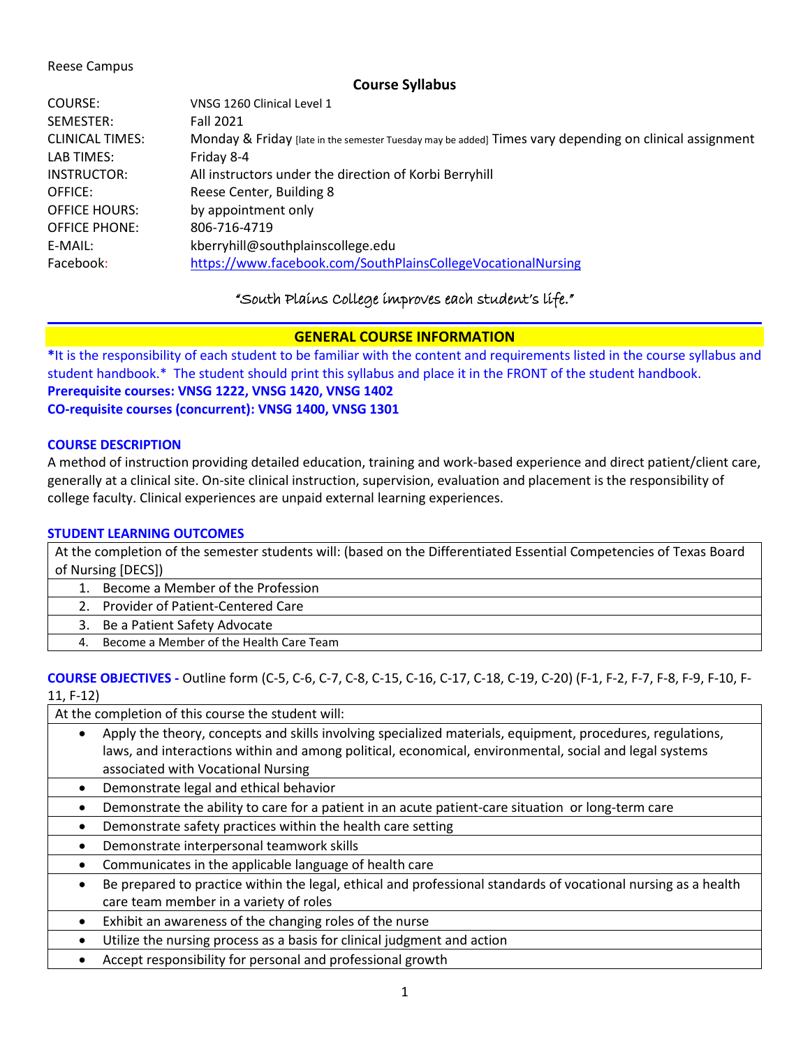Reese Campus

## Course Syllabus

| | |
|---|---|
| COURSE: | VNSG 1260 Clinical Level 1 |
| SEMESTER: | Fall 2021 |
| CLINICAL TIMES: | Monday & Friday [late in the semester Tuesday may be added] Times vary depending on clinical assignment |
| LAB TIMES: | Friday 8-4 |
| INSTRUCTOR: | All instructors under the direction of Korbi Berryhill |
| OFFICE: | Reese Center, Building 8 |
| OFFICE HOURS: | by appointment only |
| OFFICE PHONE: | 806-716-4719 |
| E-MAIL: | kberryhill@southplainscollege.edu |
| Facebook: | https://www.facebook.com/SouthPlainsCollegeVocationalNursing |

*"South Plains College improves each student's life."*

## GENERAL COURSE INFORMATION

***It is the responsibility of each student to be familiar with the content and requirements listed in the course syllabus and student handbook.*** The student should print this syllabus and place it in the FRONT of the student handbook.

**Prerequisite courses: VNSG 1222, VNSG 1420, VNSG 1402**

**CO-requisite courses (concurrent): VNSG 1400, VNSG 1301**

### COURSE DESCRIPTION

A method of instruction providing detailed education, training and work-based experience and direct patient/client care, generally at a clinical site. On-site clinical instruction, supervision, evaluation and placement is the responsibility of college faculty. Clinical experiences are unpaid external learning experiences.

### STUDENT LEARNING OUTCOMES

At the completion of the semester students will: (based on the Differentiated Essential Competencies of Texas Board of Nursing [DECS])

1. Become a Member of the Profession
2. Provider of Patient-Centered Care
3. Be a Patient Safety Advocate
4. Become a Member of the Health Care Team

### COURSE OBJECTIVES - Outline form (C-5, C-6, C-7, C-8, C-15, C-16, C-17, C-18, C-19, C-20) (F-1, F-2, F-7, F-8, F-9, F-10, F-11, F-12)

At the completion of this course the student will:

- Apply the theory, concepts and skills involving specialized materials, equipment, procedures, regulations, laws, and interactions within and among political, economical, environmental, social and legal systems associated with Vocational Nursing
- Demonstrate legal and ethical behavior
- Demonstrate the ability to care for a patient in an acute patient-care situation or long-term care
- Demonstrate safety practices within the health care setting
- Demonstrate interpersonal teamwork skills
- Communicates in the applicable language of health care
- Be prepared to practice within the legal, ethical and professional standards of vocational nursing as a health care team member in a variety of roles
- Exhibit an awareness of the changing roles of the nurse
- Utilize the nursing process as a basis for clinical judgment and action
- Accept responsibility for personal and professional growth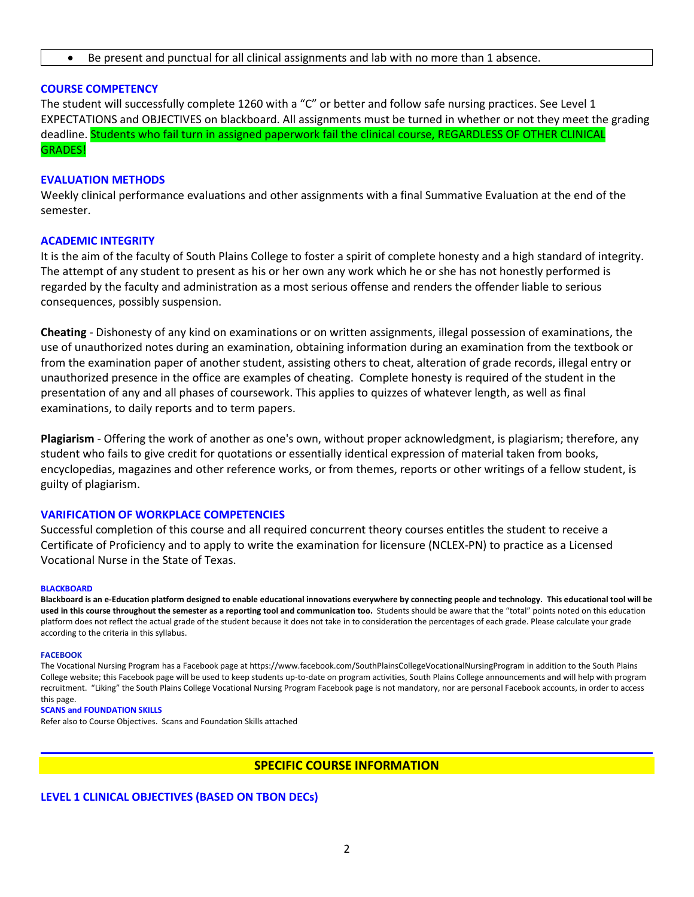- Be present and punctual for all clinical assignments and lab with no more than 1 absence.

## COURSE COMPETENCY

The student will successfully complete 1260 with a "C" or better and follow safe nursing practices. See Level 1 EXPECTATIONS and OBJECTIVES on blackboard. All assignments must be turned in whether or not they meet the grading deadline. Students who fail turn in assigned paperwork fail the clinical course, REGARDLESS OF OTHER CLINICAL GRADES!

## EVALUATION METHODS

Weekly clinical performance evaluations and other assignments with a final Summative Evaluation at the end of the semester.

## ACADEMIC INTEGRITY

It is the aim of the faculty of South Plains College to foster a spirit of complete honesty and a high standard of integrity. The attempt of any student to present as his or her own any work which he or she has not honestly performed is regarded by the faculty and administration as a most serious offense and renders the offender liable to serious consequences, possibly suspension.

**Cheating** - Dishonesty of any kind on examinations or on written assignments, illegal possession of examinations, the use of unauthorized notes during an examination, obtaining information during an examination from the textbook or from the examination paper of another student, assisting others to cheat, alteration of grade records, illegal entry or unauthorized presence in the office are examples of cheating. Complete honesty is required of the student in the presentation of any and all phases of coursework. This applies to quizzes of whatever length, as well as final examinations, to daily reports and to term papers.

**Plagiarism** - Offering the work of another as one's own, without proper acknowledgment, is plagiarism; therefore, any student who fails to give credit for quotations or essentially identical expression of material taken from books, encyclopedias, magazines and other reference works, or from themes, reports or other writings of a fellow student, is guilty of plagiarism.

## VARIFICATION OF WORKPLACE COMPETENCIES

Successful completion of this course and all required concurrent theory courses entitles the student to receive a Certificate of Proficiency and to apply to write the examination for licensure (NCLEX-PN) to practice as a Licensed Vocational Nurse in the State of Texas.

#### BLACKBOARD

**Blackboard is an e-Education platform designed to enable educational innovations everywhere by connecting people and technology. This educational tool will be used in this course throughout the semester as a reporting tool and communication too.** Students should be aware that the "total" points noted on this education platform does not reflect the actual grade of the student because it does not take in to consideration the percentages of each grade. Please calculate your grade according to the criteria in this syllabus.

#### FACEBOOK

The Vocational Nursing Program has a Facebook page at https://www.facebook.com/SouthPlainsCollegeVocationalNursingProgram in addition to the South Plains College website; this Facebook page will be used to keep students up-to-date on program activities, South Plains College announcements and will help with program recruitment. "Liking" the South Plains College Vocational Nursing Program Facebook page is not mandatory, nor are personal Facebook accounts, in order to access this page.

#### SCANS and FOUNDATION SKILLS

Refer also to Course Objectives. Scans and Foundation Skills attached

# SPECIFIC COURSE INFORMATION

## LEVEL 1 CLINICAL OBJECTIVES (BASED ON TBON DECs)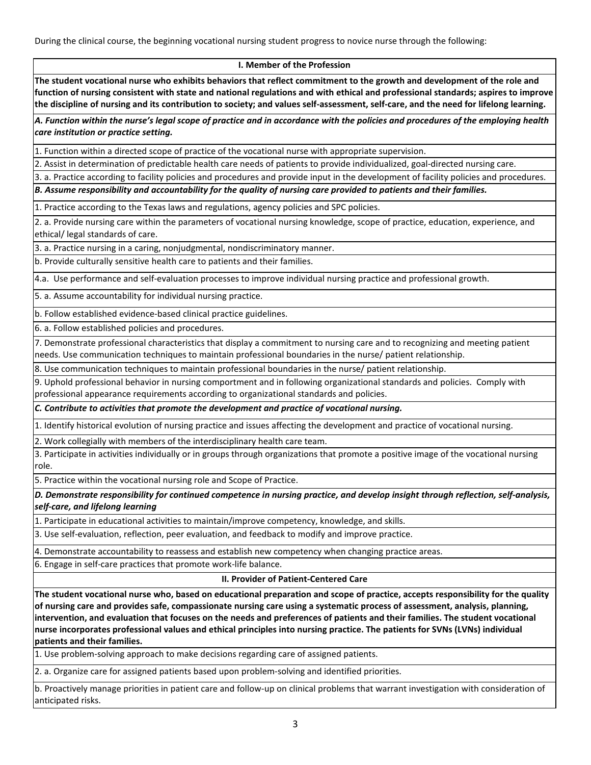During the clinical course, the beginning vocational nursing student progress to novice nurse through the following:

## I. Member of the Profession

**The student vocational nurse who exhibits behaviors that reflect commitment to the growth and development of the role and function of nursing consistent with state and national regulations and with ethical and professional standards; aspires to improve the discipline of nursing and its contribution to society; and values self-assessment, self-care, and the need for lifelong learning.**

***A. Function within the nurse's legal scope of practice and in accordance with the policies and procedures of the employing health care institution or practice setting.***

1. Function within a directed scope of practice of the vocational nurse with appropriate supervision.

2. Assist in determination of predictable health care needs of patients to provide individualized, goal-directed nursing care.

3. a. Practice according to facility policies and procedures and provide input in the development of facility policies and procedures.

***B. Assume responsibility and accountability for the quality of nursing care provided to patients and their families.***

1. Practice according to the Texas laws and regulations, agency policies and SPC policies.

2. a. Provide nursing care within the parameters of vocational nursing knowledge, scope of practice, education, experience, and ethical/ legal standards of care.

3. a. Practice nursing in a caring, nonjudgmental, nondiscriminatory manner.

b. Provide culturally sensitive health care to patients and their families.

4.a. Use performance and self-evaluation processes to improve individual nursing practice and professional growth.

5. a. Assume accountability for individual nursing practice.

b. Follow established evidence-based clinical practice guidelines.

6. a. Follow established policies and procedures.

7. Demonstrate professional characteristics that display a commitment to nursing care and to recognizing and meeting patient needs. Use communication techniques to maintain professional boundaries in the nurse/ patient relationship.

8. Use communication techniques to maintain professional boundaries in the nurse/ patient relationship.

9. Uphold professional behavior in nursing comportment and in following organizational standards and policies. Comply with professional appearance requirements according to organizational standards and policies.

***C. Contribute to activities that promote the development and practice of vocational nursing.***

1. Identify historical evolution of nursing practice and issues affecting the development and practice of vocational nursing.

2. Work collegially with members of the interdisciplinary health care team.

3. Participate in activities individually or in groups through organizations that promote a positive image of the vocational nursing role.

5. Practice within the vocational nursing role and Scope of Practice.

***D. Demonstrate responsibility for continued competence in nursing practice, and develop insight through reflection, self-analysis, self-care, and lifelong learning***

1. Participate in educational activities to maintain/improve competency, knowledge, and skills.

3. Use self-evaluation, reflection, peer evaluation, and feedback to modify and improve practice.

4. Demonstrate accountability to reassess and establish new competency when changing practice areas.

6. Engage in self-care practices that promote work-life balance.

## II. Provider of Patient-Centered Care

**The student vocational nurse who, based on educational preparation and scope of practice, accepts responsibility for the quality of nursing care and provides safe, compassionate nursing care using a systematic process of assessment, analysis, planning, intervention, and evaluation that focuses on the needs and preferences of patients and their families. The student vocational nurse incorporates professional values and ethical principles into nursing practice. The patients for SVNs (LVNs) individual patients and their families.**

1. Use problem-solving approach to make decisions regarding care of assigned patients.

2. a. Organize care for assigned patients based upon problem-solving and identified priorities.

b. Proactively manage priorities in patient care and follow-up on clinical problems that warrant investigation with consideration of anticipated risks.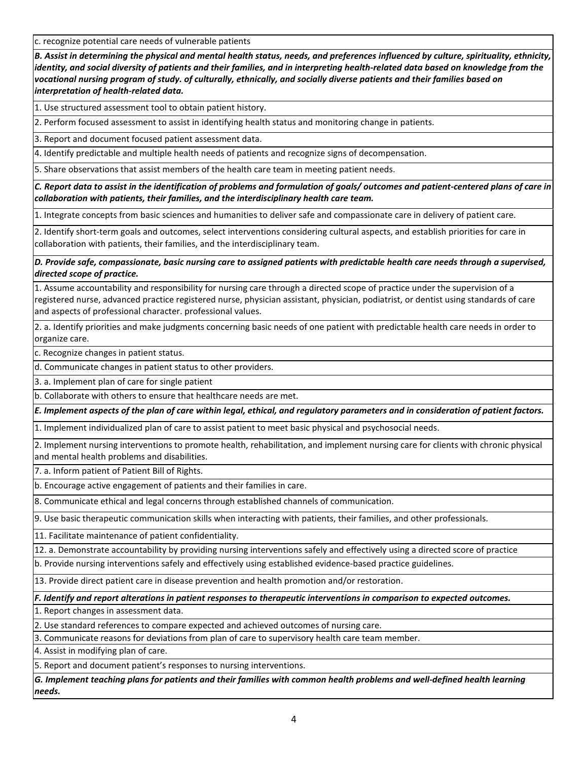c. recognize potential care needs of vulnerable patients

***B. Assist in determining the physical and mental health status, needs, and preferences influenced by culture, spirituality, ethnicity, identity, and social diversity of patients and their families, and in interpreting health-related data based on knowledge from the vocational nursing program of study. of culturally, ethnically, and socially diverse patients and their families based on interpretation of health-related data.***

1. Use structured assessment tool to obtain patient history.

2. Perform focused assessment to assist in identifying health status and monitoring change in patients.

3. Report and document focused patient assessment data.

4. Identify predictable and multiple health needs of patients and recognize signs of decompensation.

5. Share observations that assist members of the health care team in meeting patient needs.

***C. Report data to assist in the identification of problems and formulation of goals/ outcomes and patient-centered plans of care in collaboration with patients, their families, and the interdisciplinary health care team.***

1. Integrate concepts from basic sciences and humanities to deliver safe and compassionate care in delivery of patient care.

2. Identify short-term goals and outcomes, select interventions considering cultural aspects, and establish priorities for care in collaboration with patients, their families, and the interdisciplinary team.

***D. Provide safe, compassionate, basic nursing care to assigned patients with predictable health care needs through a supervised, directed scope of practice.***

1. Assume accountability and responsibility for nursing care through a directed scope of practice under the supervision of a registered nurse, advanced practice registered nurse, physician assistant, physician, podiatrist, or dentist using standards of care and aspects of professional character. professional values.

2. a. Identify priorities and make judgments concerning basic needs of one patient with predictable health care needs in order to organize care.

c. Recognize changes in patient status.

d. Communicate changes in patient status to other providers.

3. a. Implement plan of care for single patient

b. Collaborate with others to ensure that healthcare needs are met.

***E. Implement aspects of the plan of care within legal, ethical, and regulatory parameters and in consideration of patient factors.***

1. Implement individualized plan of care to assist patient to meet basic physical and psychosocial needs.

2. Implement nursing interventions to promote health, rehabilitation, and implement nursing care for clients with chronic physical and mental health problems and disabilities.

7. a. Inform patient of Patient Bill of Rights.

b. Encourage active engagement of patients and their families in care.

8. Communicate ethical and legal concerns through established channels of communication.

9. Use basic therapeutic communication skills when interacting with patients, their families, and other professionals.

11. Facilitate maintenance of patient confidentiality.

12. a. Demonstrate accountability by providing nursing interventions safely and effectively using a directed score of practice

b. Provide nursing interventions safely and effectively using established evidence-based practice guidelines.

13. Provide direct patient care in disease prevention and health promotion and/or restoration.

***F. Identify and report alterations in patient responses to therapeutic interventions in comparison to expected outcomes.***

1. Report changes in assessment data.

2. Use standard references to compare expected and achieved outcomes of nursing care.

3. Communicate reasons for deviations from plan of care to supervisory health care team member.

4. Assist in modifying plan of care.

5. Report and document patient's responses to nursing interventions.

***G. Implement teaching plans for patients and their families with common health problems and well-defined health learning needs.***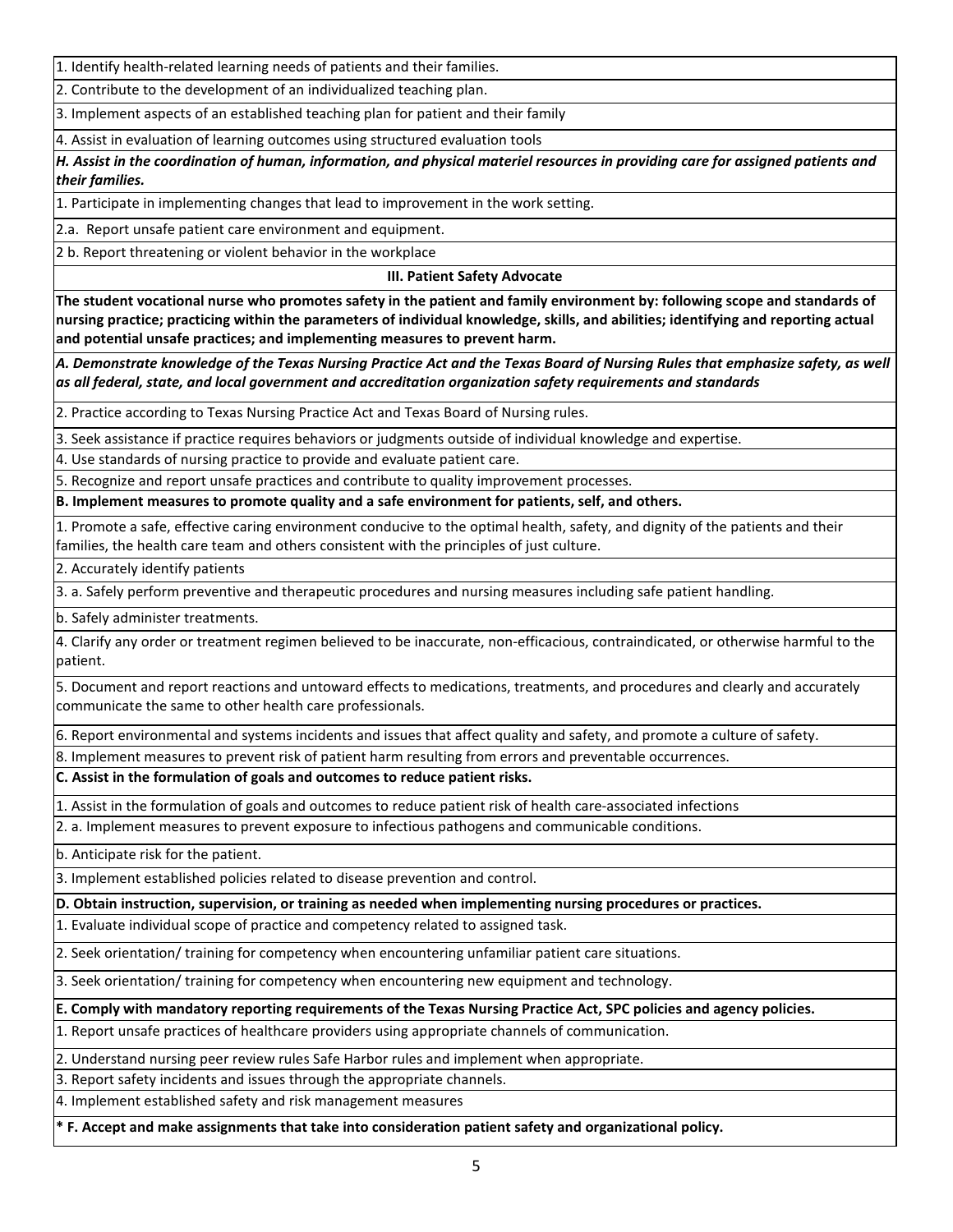1. Identify health-related learning needs of patients and their families.

2. Contribute to the development of an individualized teaching plan.

3. Implement aspects of an established teaching plan for patient and their family

4. Assist in evaluation of learning outcomes using structured evaluation tools

***H. Assist in the coordination of human, information, and physical materiel resources in providing care for assigned patients and their families.***

1. Participate in implementing changes that lead to improvement in the work setting.

2.a. Report unsafe patient care environment and equipment.

2 b. Report threatening or violent behavior in the workplace

## III. Patient Safety Advocate

**The student vocational nurse who promotes safety in the patient and family environment by: following scope and standards of nursing practice; practicing within the parameters of individual knowledge, skills, and abilities; identifying and reporting actual and potential unsafe practices; and implementing measures to prevent harm.**

***A. Demonstrate knowledge of the Texas Nursing Practice Act and the Texas Board of Nursing Rules that emphasize safety, as well as all federal, state, and local government and accreditation organization safety requirements and standards***

2. Practice according to Texas Nursing Practice Act and Texas Board of Nursing rules.

3. Seek assistance if practice requires behaviors or judgments outside of individual knowledge and expertise.

4. Use standards of nursing practice to provide and evaluate patient care.

5. Recognize and report unsafe practices and contribute to quality improvement processes.

**B. Implement measures to promote quality and a safe environment for patients, self, and others.**

1. Promote a safe, effective caring environment conducive to the optimal health, safety, and dignity of the patients and their families, the health care team and others consistent with the principles of just culture.

2. Accurately identify patients

3. a. Safely perform preventive and therapeutic procedures and nursing measures including safe patient handling.

b. Safely administer treatments.

4. Clarify any order or treatment regimen believed to be inaccurate, non-efficacious, contraindicated, or otherwise harmful to the patient.

5. Document and report reactions and untoward effects to medications, treatments, and procedures and clearly and accurately communicate the same to other health care professionals.

6. Report environmental and systems incidents and issues that affect quality and safety, and promote a culture of safety.

8. Implement measures to prevent risk of patient harm resulting from errors and preventable occurrences.

**C. Assist in the formulation of goals and outcomes to reduce patient risks.**

1. Assist in the formulation of goals and outcomes to reduce patient risk of health care-associated infections

2. a. Implement measures to prevent exposure to infectious pathogens and communicable conditions.

b. Anticipate risk for the patient.

3. Implement established policies related to disease prevention and control.

**D. Obtain instruction, supervision, or training as needed when implementing nursing procedures or practices.**

1. Evaluate individual scope of practice and competency related to assigned task.

2. Seek orientation/ training for competency when encountering unfamiliar patient care situations.

3. Seek orientation/ training for competency when encountering new equipment and technology.

**E. Comply with mandatory reporting requirements of the Texas Nursing Practice Act, SPC policies and agency policies.**

1. Report unsafe practices of healthcare providers using appropriate channels of communication.

2. Understand nursing peer review rules Safe Harbor rules and implement when appropriate.

3. Report safety incidents and issues through the appropriate channels.

4. Implement established safety and risk management measures

**\* F. Accept and make assignments that take into consideration patient safety and organizational policy.**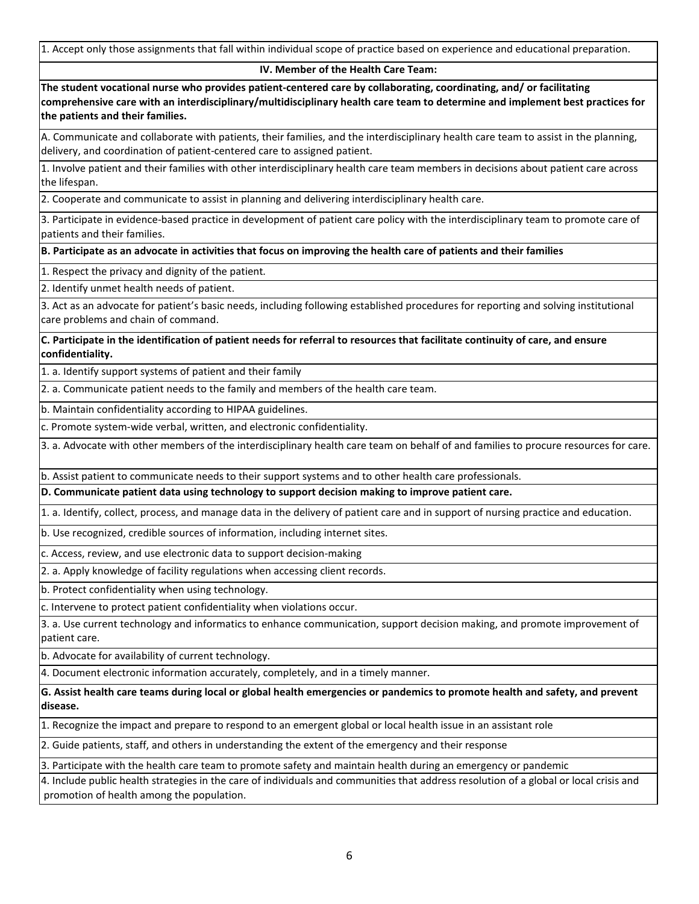1. Accept only those assignments that fall within individual scope of practice based on experience and educational preparation.

### IV. Member of the Health Care Team:

**The student vocational nurse who provides patient-centered care by collaborating, coordinating, and/ or facilitating comprehensive care with an interdisciplinary/multidisciplinary health care team to determine and implement best practices for the patients and their families.**

A. Communicate and collaborate with patients, their families, and the interdisciplinary health care team to assist in the planning, delivery, and coordination of patient-centered care to assigned patient.

1. Involve patient and their families with other interdisciplinary health care team members in decisions about patient care across the lifespan.

2. Cooperate and communicate to assist in planning and delivering interdisciplinary health care.

3. Participate in evidence-based practice in development of patient care policy with the interdisciplinary team to promote care of patients and their families.

**B. Participate as an advocate in activities that focus on improving the health care of patients and their families**

1. Respect the privacy and dignity of the patient.

2. Identify unmet health needs of patient.

3. Act as an advocate for patient's basic needs, including following established procedures for reporting and solving institutional care problems and chain of command.

**C. Participate in the identification of patient needs for referral to resources that facilitate continuity of care, and ensure confidentiality.**

1. a. Identify support systems of patient and their family

2. a. Communicate patient needs to the family and members of the health care team.

b. Maintain confidentiality according to HIPAA guidelines.

c. Promote system-wide verbal, written, and electronic confidentiality.

3. a. Advocate with other members of the interdisciplinary health care team on behalf of and families to procure resources for care.

b. Assist patient to communicate needs to their support systems and to other health care professionals.

**D. Communicate patient data using technology to support decision making to improve patient care.**

1. a. Identify, collect, process, and manage data in the delivery of patient care and in support of nursing practice and education.

b. Use recognized, credible sources of information, including internet sites.

c. Access, review, and use electronic data to support decision-making

2. a. Apply knowledge of facility regulations when accessing client records.

b. Protect confidentiality when using technology.

c. Intervene to protect patient confidentiality when violations occur.

3. a. Use current technology and informatics to enhance communication, support decision making, and promote improvement of patient care.

b. Advocate for availability of current technology.

4. Document electronic information accurately, completely, and in a timely manner.

**G. Assist health care teams during local or global health emergencies or pandemics to promote health and safety, and prevent disease.**

1. Recognize the impact and prepare to respond to an emergent global or local health issue in an assistant role

2. Guide patients, staff, and others in understanding the extent of the emergency and their response

3. Participate with the health care team to promote safety and maintain health during an emergency or pandemic

4. Include public health strategies in the care of individuals and communities that address resolution of a global or local crisis and promotion of health among the population.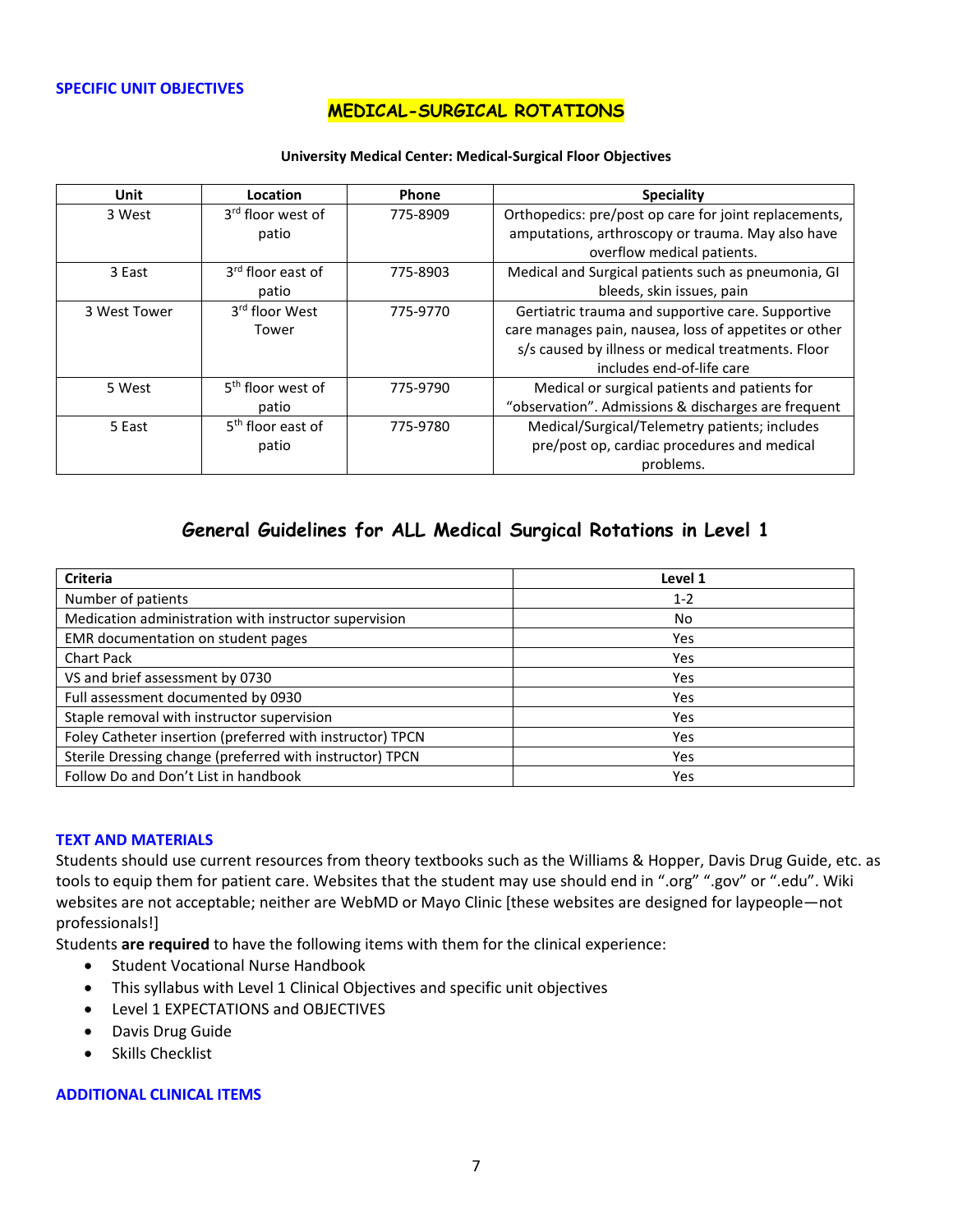### SPECIFIC UNIT OBJECTIVES

## MEDICAL-SURGICAL ROTATIONS

**University Medical Center: Medical-Surgical Floor Objectives**

| Unit | Location | Phone | Speciality |
|---|---|---|---|
| 3 West | 3rd floor west of patio | 775-8909 | Orthopedics: pre/post op care for joint replacements, amputations, arthroscopy or trauma. May also have overflow medical patients. |
| 3 East | 3rd floor east of patio | 775-8903 | Medical and Surgical patients such as pneumonia, GI bleeds, skin issues, pain |
| 3 West Tower | 3rd floor West Tower | 775-9770 | Gertiatric trauma and supportive care. Supportive care manages pain, nausea, loss of appetites or other s/s caused by illness or medical treatments. Floor includes end-of-life care |
| 5 West | 5th floor west of patio | 775-9790 | Medical or surgical patients and patients for "observation". Admissions & discharges are frequent |
| 5 East | 5th floor east of patio | 775-9780 | Medical/Surgical/Telemetry patients; includes pre/post op, cardiac procedures and medical problems. |

## General Guidelines for ALL Medical Surgical Rotations in Level 1

| Criteria | Level 1 |
|---|---|
| Number of patients | 1-2 |
| Medication administration with instructor supervision | No |
| EMR documentation on student pages | Yes |
| Chart Pack | Yes |
| VS and brief assessment by 0730 | Yes |
| Full assessment documented by 0930 | Yes |
| Staple removal with instructor supervision | Yes |
| Foley Catheter insertion (preferred with instructor) TPCN | Yes |
| Sterile Dressing change (preferred with instructor) TPCN | Yes |
| Follow Do and Don't List in handbook | Yes |

### TEXT AND MATERIALS

Students should use current resources from theory textbooks such as the Williams & Hopper, Davis Drug Guide, etc. as tools to equip them for patient care. Websites that the student may use should end in ".org" ".gov" or ".edu". Wiki websites are not acceptable; neither are WebMD or Mayo Clinic [these websites are designed for laypeople—not professionals!]

Students **are required** to have the following items with them for the clinical experience:

- Student Vocational Nurse Handbook
- This syllabus with Level 1 Clinical Objectives and specific unit objectives
- Level 1 EXPECTATIONS and OBJECTIVES
- Davis Drug Guide
- Skills Checklist

### ADDITIONAL CLINICAL ITEMS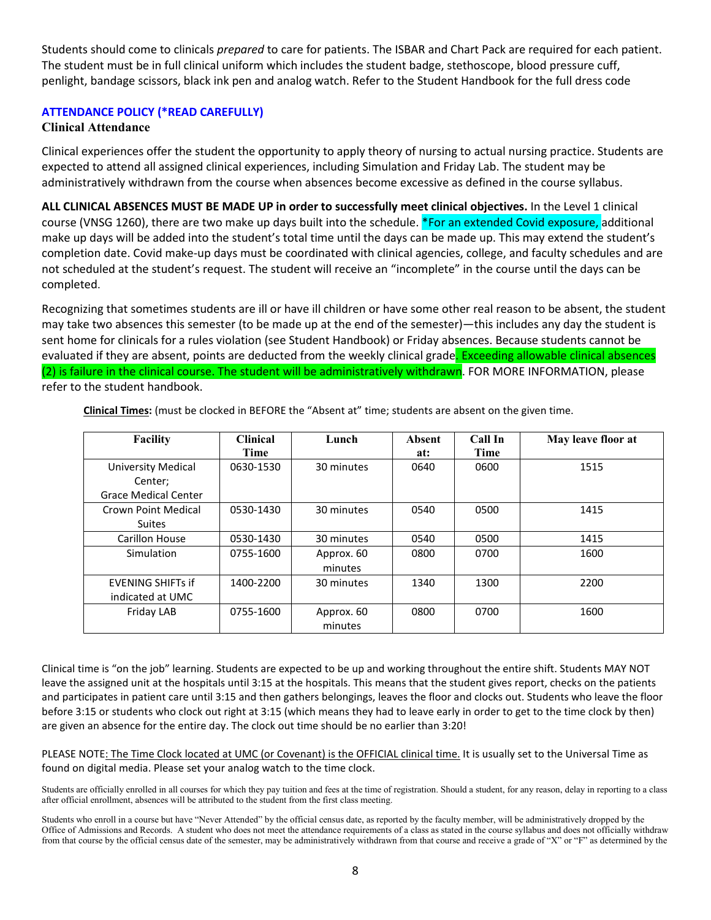Students should come to clinicals *prepared* to care for patients. The ISBAR and Chart Pack are required for each patient. The student must be in full clinical uniform which includes the student badge, stethoscope, blood pressure cuff, penlight, bandage scissors, black ink pen and analog watch. Refer to the Student Handbook for the full dress code

## ATTENDANCE POLICY (*READ CAREFULLY)

### Clinical Attendance

Clinical experiences offer the student the opportunity to apply theory of nursing to actual nursing practice. Students are expected to attend all assigned clinical experiences, including Simulation and Friday Lab. The student may be administratively withdrawn from the course when absences become excessive as defined in the course syllabus.

**ALL CLINICAL ABSENCES MUST BE MADE UP in order to successfully meet clinical objectives.** In the Level 1 clinical course (VNSG 1260), there are two make up days built into the schedule. *For an extended Covid exposure, additional make up days will be added into the student's total time until the days can be made up. This may extend the student's completion date. Covid make-up days must be coordinated with clinical agencies, college, and faculty schedules and are not scheduled at the student's request. The student will receive an "incomplete" in the course until the days can be completed.

Recognizing that sometimes students are ill or have ill children or have some other real reason to be absent, the student may take two absences this semester (to be made up at the end of the semester)—this includes any day the student is sent home for clinicals for a rules violation (see Student Handbook) or Friday absences. Because students cannot be evaluated if they are absent, points are deducted from the weekly clinical grade. Exceeding allowable clinical absences (2) is failure in the clinical course. The student will be administratively withdrawn. FOR MORE INFORMATION, please refer to the student handbook.

<u>**Clinical Times:**</u> (must be clocked in BEFORE the "Absent at" time; students are absent on the given time.

| Facility | Clinical Time | Lunch | Absent at: | Call In Time | May leave floor at |
|---|---|---|---|---|---|
| University Medical Center; Grace Medical Center | 0630-1530 | 30 minutes | 0640 | 0600 | 1515 |
| Crown Point Medical Suites | 0530-1430 | 30 minutes | 0540 | 0500 | 1415 |
| Carillon House | 0530-1430 | 30 minutes | 0540 | 0500 | 1415 |
| Simulation | 0755-1600 | Approx. 60 minutes | 0800 | 0700 | 1600 |
| EVENING SHIFTs if indicated at UMC | 1400-2200 | 30 minutes | 1340 | 1300 | 2200 |
| Friday LAB | 0755-1600 | Approx. 60 minutes | 0800 | 0700 | 1600 |

Clinical time is "on the job" learning. Students are expected to be up and working throughout the entire shift. Students MAY NOT leave the assigned unit at the hospitals until 3:15 at the hospitals. This means that the student gives report, checks on the patients and participates in patient care until 3:15 and then gathers belongings, leaves the floor and clocks out. Students who leave the floor before 3:15 or students who clock out right at 3:15 (which means they had to leave early in order to get to the time clock by then) are given an absence for the entire day. The clock out time should be no earlier than 3:20!

PLEASE NOTE<u>: The Time Clock located at UMC (or Covenant) is the OFFICIAL clinical time.</u> It is usually set to the Universal Time as found on digital media. Please set your analog watch to the time clock.

Students are officially enrolled in all courses for which they pay tuition and fees at the time of registration. Should a student, for any reason, delay in reporting to a class after official enrollment, absences will be attributed to the student from the first class meeting.

Students who enroll in a course but have "Never Attended" by the official census date, as reported by the faculty member, will be administratively dropped by the Office of Admissions and Records. A student who does not meet the attendance requirements of a class as stated in the course syllabus and does not officially withdraw from that course by the official census date of the semester, may be administratively withdrawn from that course and receive a grade of "X" or "F" as determined by the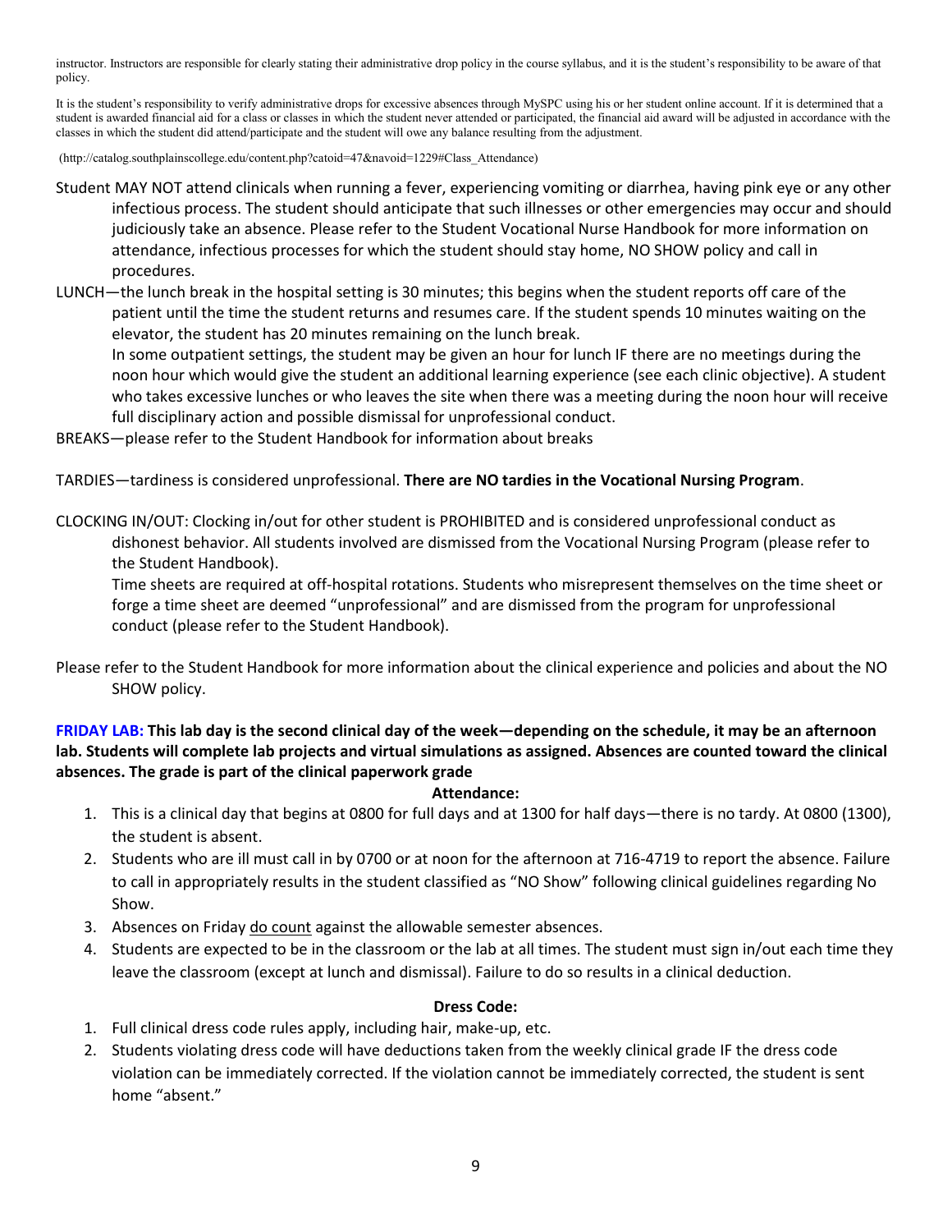instructor. Instructors are responsible for clearly stating their administrative drop policy in the course syllabus, and it is the student's responsibility to be aware of that policy.

It is the student's responsibility to verify administrative drops for excessive absences through MySPC using his or her student online account. If it is determined that a student is awarded financial aid for a class or classes in which the student never attended or participated, the financial aid award will be adjusted in accordance with the classes in which the student did attend/participate and the student will owe any balance resulting from the adjustment.

(http://catalog.southplainscollege.edu/content.php?catoid=47&navoid=1229#Class_Attendance)

Student MAY NOT attend clinicals when running a fever, experiencing vomiting or diarrhea, having pink eye or any other infectious process. The student should anticipate that such illnesses or other emergencies may occur and should judiciously take an absence. Please refer to the Student Vocational Nurse Handbook for more information on attendance, infectious processes for which the student should stay home, NO SHOW policy and call in procedures.

LUNCH—the lunch break in the hospital setting is 30 minutes; this begins when the student reports off care of the patient until the time the student returns and resumes care. If the student spends 10 minutes waiting on the elevator, the student has 20 minutes remaining on the lunch break.

In some outpatient settings, the student may be given an hour for lunch IF there are no meetings during the noon hour which would give the student an additional learning experience (see each clinic objective). A student who takes excessive lunches or who leaves the site when there was a meeting during the noon hour will receive full disciplinary action and possible dismissal for unprofessional conduct.

BREAKS—please refer to the Student Handbook for information about breaks

TARDIES—tardiness is considered unprofessional. **There are NO tardies in the Vocational Nursing Program**.

CLOCKING IN/OUT: Clocking in/out for other student is PROHIBITED and is considered unprofessional conduct as dishonest behavior. All students involved are dismissed from the Vocational Nursing Program (please refer to the Student Handbook).

Time sheets are required at off-hospital rotations. Students who misrepresent themselves on the time sheet or forge a time sheet are deemed "unprofessional" and are dismissed from the program for unprofessional conduct (please refer to the Student Handbook).

Please refer to the Student Handbook for more information about the clinical experience and policies and about the NO SHOW policy.

**FRIDAY LAB: This lab day is the second clinical day of the week—depending on the schedule, it may be an afternoon lab. Students will complete lab projects and virtual simulations as assigned. Absences are counted toward the clinical absences. The grade is part of the clinical paperwork grade**

**Attendance:**

1. This is a clinical day that begins at 0800 for full days and at 1300 for half days—there is no tardy. At 0800 (1300), the student is absent.
2. Students who are ill must call in by 0700 or at noon for the afternoon at 716-4719 to report the absence. Failure to call in appropriately results in the student classified as "NO Show" following clinical guidelines regarding No Show.
3. Absences on Friday do count against the allowable semester absences.
4. Students are expected to be in the classroom or the lab at all times. The student must sign in/out each time they leave the classroom (except at lunch and dismissal). Failure to do so results in a clinical deduction.

**Dress Code:**

1. Full clinical dress code rules apply, including hair, make-up, etc.
2. Students violating dress code will have deductions taken from the weekly clinical grade IF the dress code violation can be immediately corrected. If the violation cannot be immediately corrected, the student is sent home "absent."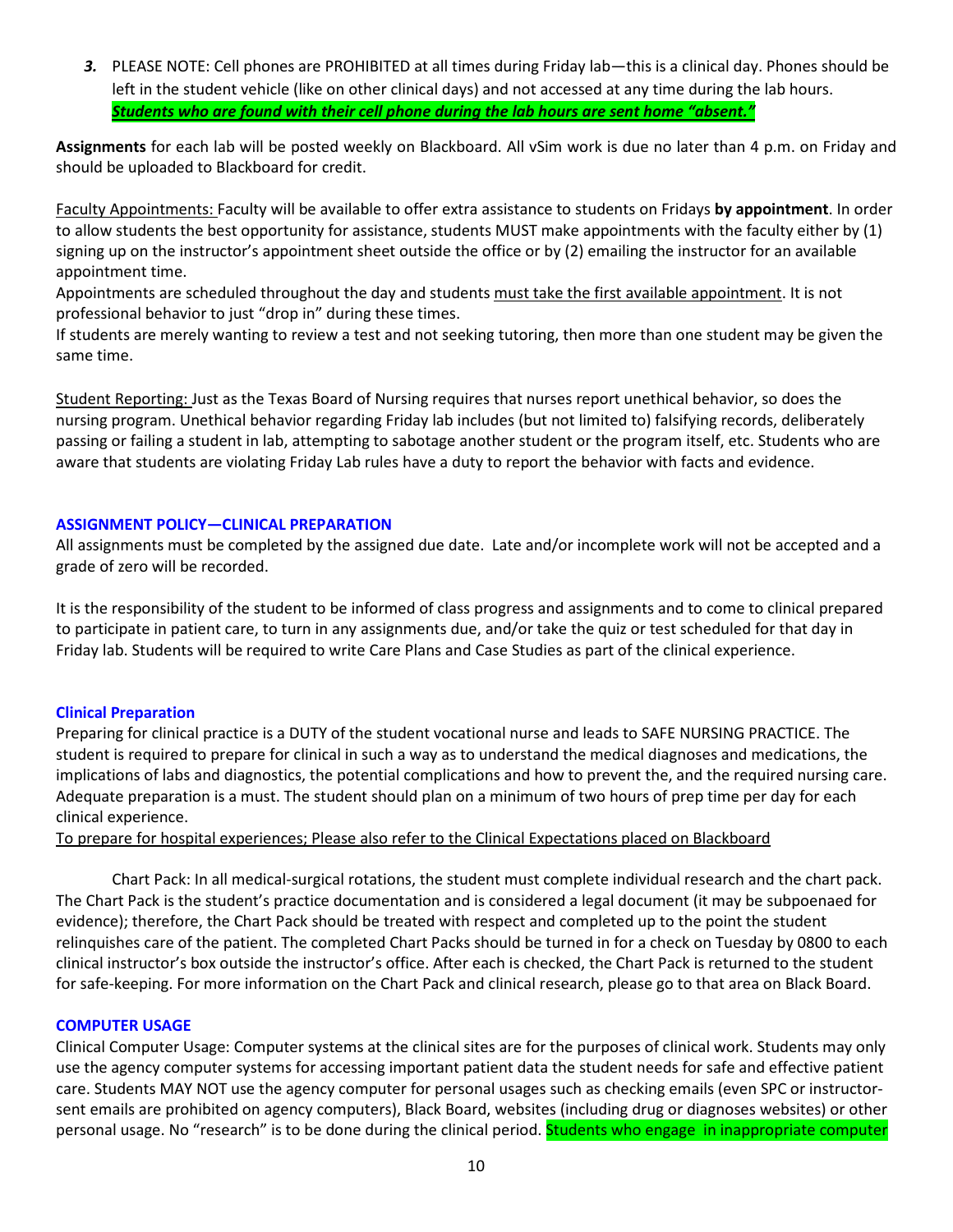*3.* PLEASE NOTE: Cell phones are PROHIBITED at all times during Friday lab—this is a clinical day. Phones should be left in the student vehicle (like on other clinical days) and not accessed at any time during the lab hours. ***Students who are found with their cell phone during the lab hours are sent home "absent."***

**Assignments** for each lab will be posted weekly on Blackboard. All vSim work is due no later than 4 p.m. on Friday and should be uploaded to Blackboard for credit.

Faculty Appointments: Faculty will be available to offer extra assistance to students on Fridays **by appointment**. In order to allow students the best opportunity for assistance, students MUST make appointments with the faculty either by (1) signing up on the instructor's appointment sheet outside the office or by (2) emailing the instructor for an available appointment time.

Appointments are scheduled throughout the day and students must take the first available appointment. It is not professional behavior to just "drop in" during these times.

If students are merely wanting to review a test and not seeking tutoring, then more than one student may be given the same time.

Student Reporting: Just as the Texas Board of Nursing requires that nurses report unethical behavior, so does the nursing program. Unethical behavior regarding Friday lab includes (but not limited to) falsifying records, deliberately passing or failing a student in lab, attempting to sabotage another student or the program itself, etc. Students who are aware that students are violating Friday Lab rules have a duty to report the behavior with facts and evidence.

## ASSIGNMENT POLICY—CLINICAL PREPARATION

All assignments must be completed by the assigned due date. Late and/or incomplete work will not be accepted and a grade of zero will be recorded.

It is the responsibility of the student to be informed of class progress and assignments and to come to clinical prepared to participate in patient care, to turn in any assignments due, and/or take the quiz or test scheduled for that day in Friday lab. Students will be required to write Care Plans and Case Studies as part of the clinical experience.

### Clinical Preparation

Preparing for clinical practice is a DUTY of the student vocational nurse and leads to SAFE NURSING PRACTICE. The student is required to prepare for clinical in such a way as to understand the medical diagnoses and medications, the implications of labs and diagnostics, the potential complications and how to prevent the, and the required nursing care. Adequate preparation is a must. The student should plan on a minimum of two hours of prep time per day for each clinical experience.

To prepare for hospital experiences; Please also refer to the Clinical Expectations placed on Blackboard

Chart Pack: In all medical-surgical rotations, the student must complete individual research and the chart pack. The Chart Pack is the student's practice documentation and is considered a legal document (it may be subpoenaed for evidence); therefore, the Chart Pack should be treated with respect and completed up to the point the student relinquishes care of the patient. The completed Chart Packs should be turned in for a check on Tuesday by 0800 to each clinical instructor's box outside the instructor's office. After each is checked, the Chart Pack is returned to the student for safe-keeping. For more information on the Chart Pack and clinical research, please go to that area on Black Board.

## COMPUTER USAGE

Clinical Computer Usage: Computer systems at the clinical sites are for the purposes of clinical work. Students may only use the agency computer systems for accessing important patient data the student needs for safe and effective patient care. Students MAY NOT use the agency computer for personal usages such as checking emails (even SPC or instructor-sent emails are prohibited on agency computers), Black Board, websites (including drug or diagnoses websites) or other personal usage. No "research" is to be done during the clinical period. Students who engage in inappropriate computer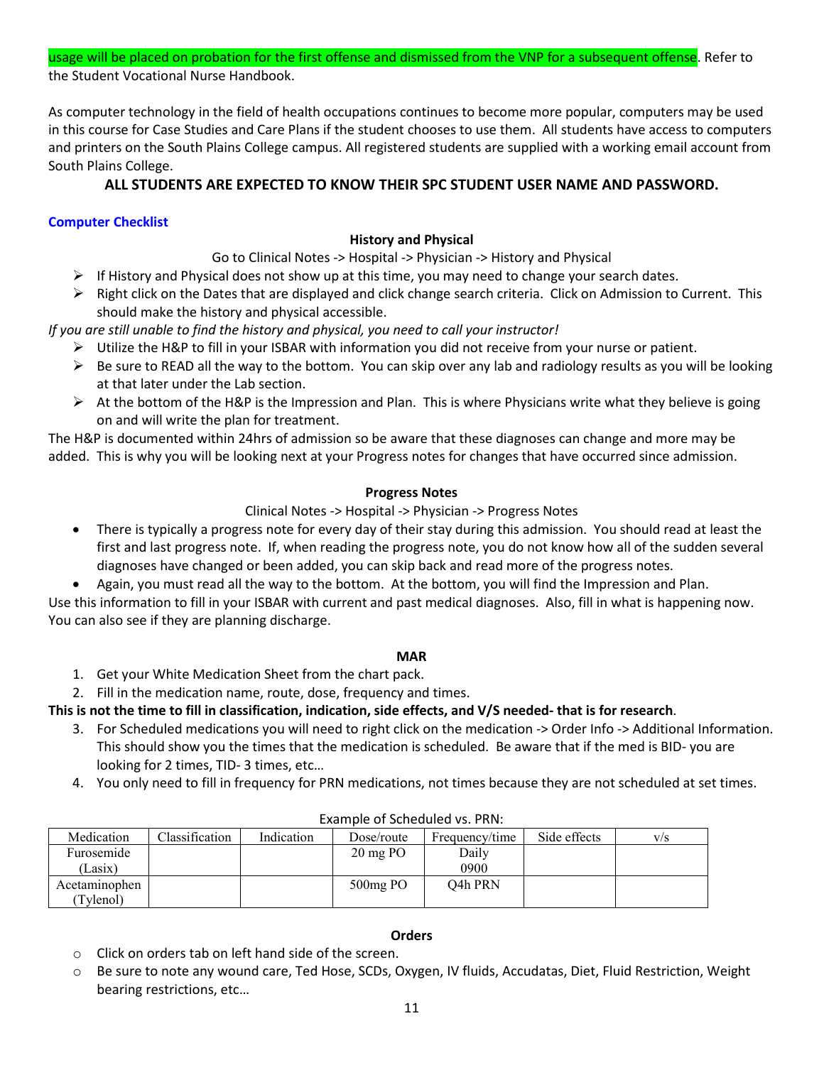usage will be placed on probation for the first offense and dismissed from the VNP for a subsequent offense. Refer to the Student Vocational Nurse Handbook.

As computer technology in the field of health occupations continues to become more popular, computers may be used in this course for Case Studies and Care Plans if the student chooses to use them. All students have access to computers and printers on the South Plains College campus. All registered students are supplied with a working email account from South Plains College.

**ALL STUDENTS ARE EXPECTED TO KNOW THEIR SPC STUDENT USER NAME AND PASSWORD.**

**Computer Checklist**

**History and Physical**

Go to Clinical Notes -> Hospital -> Physician -> History and Physical

- If History and Physical does not show up at this time, you may need to change your search dates.
- Right click on the Dates that are displayed and click change search criteria. Click on Admission to Current. This should make the history and physical accessible.

*If you are still unable to find the history and physical, you need to call your instructor!*

- Utilize the H&P to fill in your ISBAR with information you did not receive from your nurse or patient.
- Be sure to READ all the way to the bottom. You can skip over any lab and radiology results as you will be looking at that later under the Lab section.
- At the bottom of the H&P is the Impression and Plan. This is where Physicians write what they believe is going on and will write the plan for treatment.

The H&P is documented within 24hrs of admission so be aware that these diagnoses can change and more may be added. This is why you will be looking next at your Progress notes for changes that have occurred since admission.

**Progress Notes**

Clinical Notes -> Hospital -> Physician -> Progress Notes

- There is typically a progress note for every day of their stay during this admission. You should read at least the first and last progress note. If, when reading the progress note, you do not know how all of the sudden several diagnoses have changed or been added, you can skip back and read more of the progress notes.
- Again, you must read all the way to the bottom. At the bottom, you will find the Impression and Plan.

Use this information to fill in your ISBAR with current and past medical diagnoses. Also, fill in what is happening now. You can also see if they are planning discharge.

**MAR**

1. Get your White Medication Sheet from the chart pack.
2. Fill in the medication name, route, dose, frequency and times.

**This is not the time to fill in classification, indication, side effects, and V/S needed- that is for research**.

3. For Scheduled medications you will need to right click on the medication -> Order Info -> Additional Information. This should show you the times that the medication is scheduled. Be aware that if the med is BID- you are looking for 2 times, TID- 3 times, etc…
4. You only need to fill in frequency for PRN medications, not times because they are not scheduled at set times.

Example of Scheduled vs. PRN:

| Medication | Classification | Indication | Dose/route | Frequency/time | Side effects | v/s |
|---|---|---|---|---|---|---|
| Furosemide (Lasix) | | | 20 mg PO | Daily 0900 | | |
| Acetaminophen (Tylenol) | | | 500mg PO | Q4h PRN | | |

**Orders**

- Click on orders tab on left hand side of the screen.
- Be sure to note any wound care, Ted Hose, SCDs, Oxygen, IV fluids, Accudatas, Diet, Fluid Restriction, Weight bearing restrictions, etc…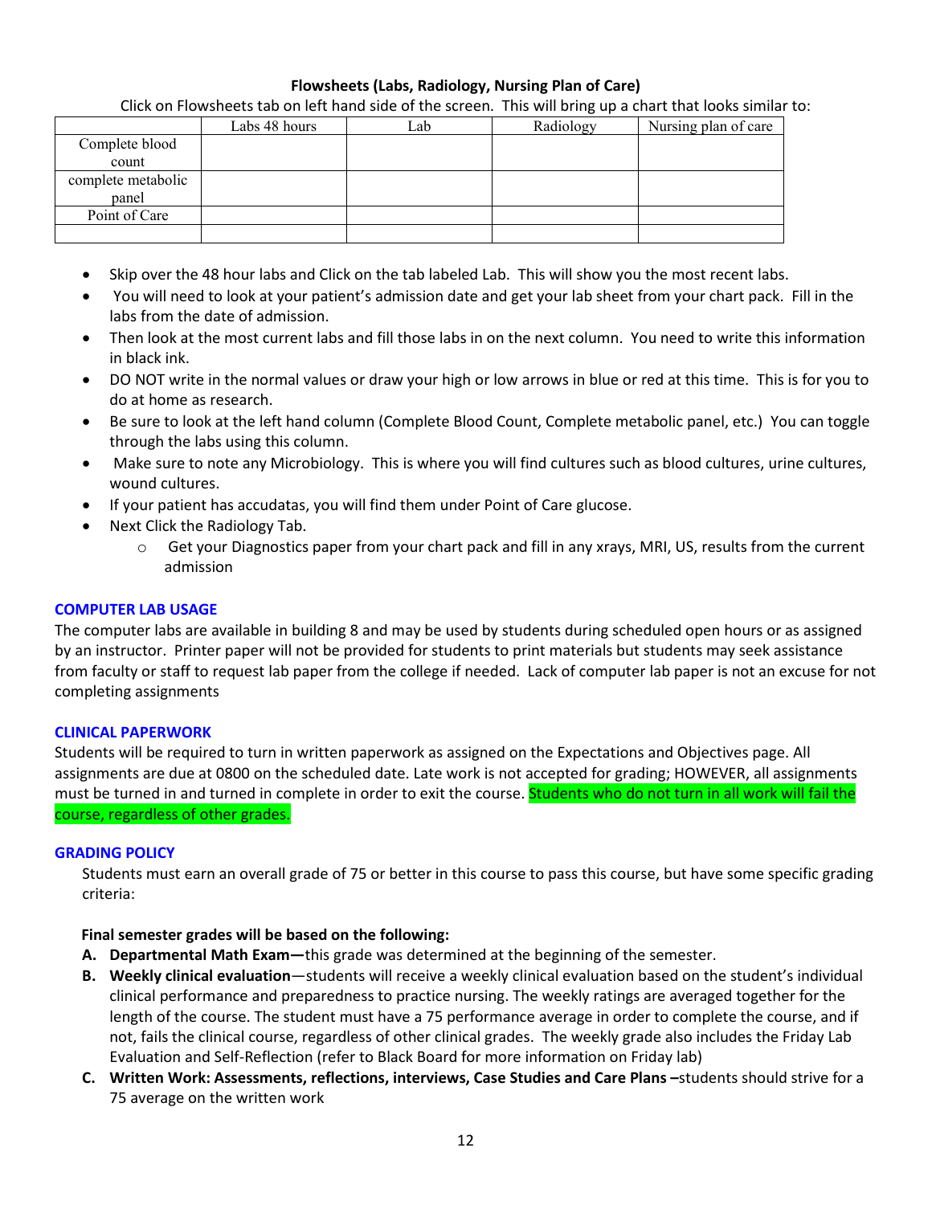### Flowsheets (Labs, Radiology, Nursing Plan of Care)

Click on Flowsheets tab on left hand side of the screen. This will bring up a chart that looks similar to:

| | Labs 48 hours | Lab | Radiology | Nursing plan of care |
|---|---|---|---|---|
| Complete blood count | | | | |
| complete metabolic panel | | | | |
| Point of Care | | | | |
| | | | | |

- Skip over the 48 hour labs and Click on the tab labeled Lab. This will show you the most recent labs.
- You will need to look at your patient's admission date and get your lab sheet from your chart pack. Fill in the labs from the date of admission.
- Then look at the most current labs and fill those labs in on the next column. You need to write this information in black ink.
- DO NOT write in the normal values or draw your high or low arrows in blue or red at this time. This is for you to do at home as research.
- Be sure to look at the left hand column (Complete Blood Count, Complete metabolic panel, etc.) You can toggle through the labs using this column.
- Make sure to note any Microbiology. This is where you will find cultures such as blood cultures, urine cultures, wound cultures.
- If your patient has accudatas, you will find them under Point of Care glucose.
- Next Click the Radiology Tab.
    - Get your Diagnostics paper from your chart pack and fill in any xrays, MRI, US, results from the current admission

#### COMPUTER LAB USAGE

The computer labs are available in building 8 and may be used by students during scheduled open hours or as assigned by an instructor. Printer paper will not be provided for students to print materials but students may seek assistance from faculty or staff to request lab paper from the college if needed. Lack of computer lab paper is not an excuse for not completing assignments

#### CLINICAL PAPERWORK

Students will be required to turn in written paperwork as assigned on the Expectations and Objectives page. All assignments are due at 0800 on the scheduled date. Late work is not accepted for grading; HOWEVER, all assignments must be turned in and turned in complete in order to exit the course. Students who do not turn in all work will fail the course, regardless of other grades.

#### GRADING POLICY

Students must earn an overall grade of 75 or better in this course to pass this course, but have some specific grading criteria:

**Final semester grades will be based on the following:**

A. **Departmental Math Exam—**this grade was determined at the beginning of the semester.
B. **Weekly clinical evaluation**—students will receive a weekly clinical evaluation based on the student's individual clinical performance and preparedness to practice nursing. The weekly ratings are averaged together for the length of the course. The student must have a 75 performance average in order to complete the course, and if not, fails the clinical course, regardless of other clinical grades. The weekly grade also includes the Friday Lab Evaluation and Self-Reflection (refer to Black Board for more information on Friday lab)
C. **Written Work: Assessments, reflections, interviews, Case Studies and Care Plans –**students should strive for a 75 average on the written work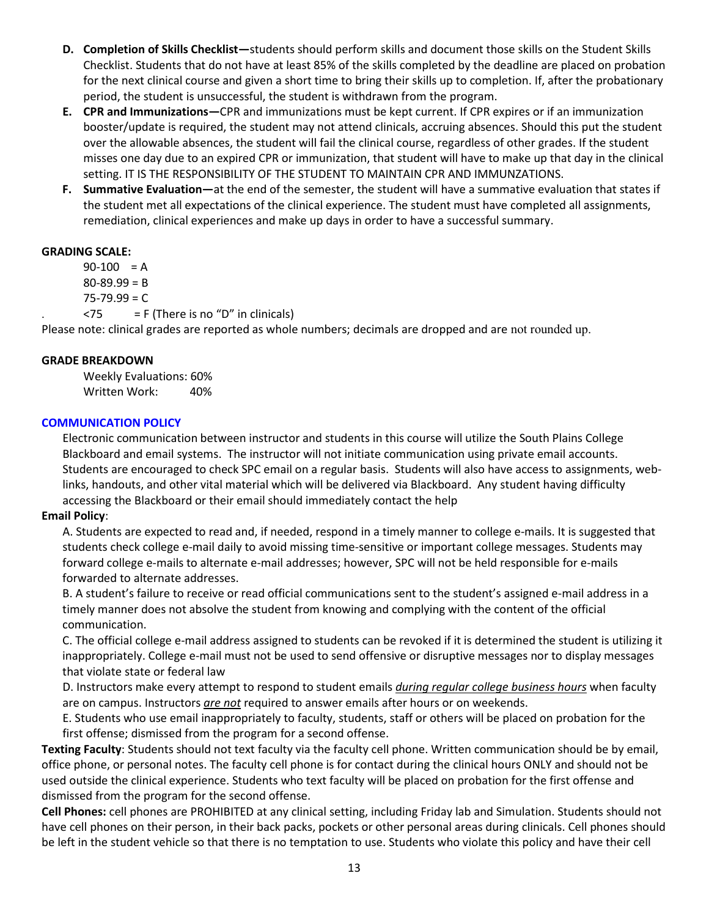D. **Completion of Skills Checklist—**students should perform skills and document those skills on the Student Skills Checklist. Students that do not have at least 85% of the skills completed by the deadline are placed on probation for the next clinical course and given a short time to bring their skills up to completion. If, after the probationary period, the student is unsuccessful, the student is withdrawn from the program.

E. **CPR and Immunizations—**CPR and immunizations must be kept current. If CPR expires or if an immunization booster/update is required, the student may not attend clinicals, accruing absences. Should this put the student over the allowable absences, the student will fail the clinical course, regardless of other grades. If the student misses one day due to an expired CPR or immunization, that student will have to make up that day in the clinical setting. IT IS THE RESPONSIBILITY OF THE STUDENT TO MAINTAIN CPR AND IMMUNZATIONS.

F. **Summative Evaluation—**at the end of the semester, the student will have a summative evaluation that states if the student met all expectations of the clinical experience. The student must have completed all assignments, remediation, clinical experiences and make up days in order to have a successful summary.

**GRADING SCALE:**

90-100 = A
80-89.99 = B
75-79.99 = C
<75 = F (There is no "D" in clinicals)

Please note: clinical grades are reported as whole numbers; decimals are dropped and are not rounded up.

**GRADE BREAKDOWN**

Weekly Evaluations: 60%
Written Work: 40%

**COMMUNICATION POLICY**

Electronic communication between instructor and students in this course will utilize the South Plains College Blackboard and email systems. The instructor will not initiate communication using private email accounts. Students are encouraged to check SPC email on a regular basis. Students will also have access to assignments, web-links, handouts, and other vital material which will be delivered via Blackboard. Any student having difficulty accessing the Blackboard or their email should immediately contact the help

**Email Policy**:

A. Students are expected to read and, if needed, respond in a timely manner to college e-mails. It is suggested that students check college e-mail daily to avoid missing time-sensitive or important college messages. Students may forward college e-mails to alternate e-mail addresses; however, SPC will not be held responsible for e-mails forwarded to alternate addresses.

B. A student's failure to receive or read official communications sent to the student's assigned e-mail address in a timely manner does not absolve the student from knowing and complying with the content of the official communication.

C. The official college e-mail address assigned to students can be revoked if it is determined the student is utilizing it inappropriately. College e-mail must not be used to send offensive or disruptive messages nor to display messages that violate state or federal law

D. Instructors make every attempt to respond to student emails *during regular college business hours* when faculty are on campus. Instructors ***are not*** required to answer emails after hours or on weekends.

E. Students who use email inappropriately to faculty, students, staff or others will be placed on probation for the first offense; dismissed from the program for a second offense.

**Texting Faculty**: Students should not text faculty via the faculty cell phone. Written communication should be by email, office phone, or personal notes. The faculty cell phone is for contact during the clinical hours ONLY and should not be used outside the clinical experience. Students who text faculty will be placed on probation for the first offense and dismissed from the program for the second offense.

**Cell Phones:** cell phones are PROHIBITED at any clinical setting, including Friday lab and Simulation. Students should not have cell phones on their person, in their back packs, pockets or other personal areas during clinicals. Cell phones should be left in the student vehicle so that there is no temptation to use. Students who violate this policy and have their cell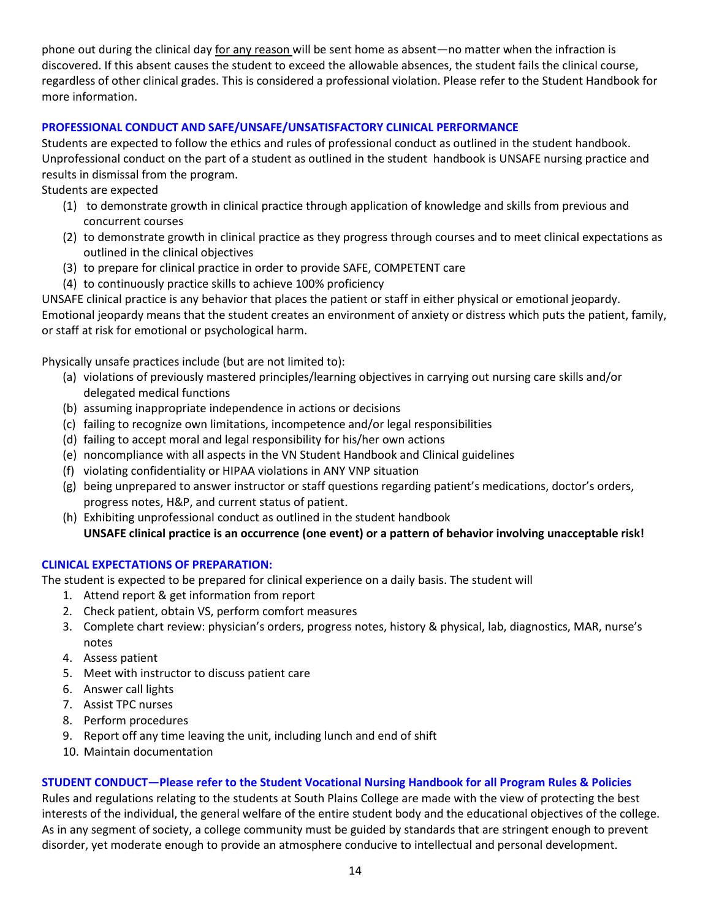phone out during the clinical day <u>for any reason</u> will be sent home as absent—no matter when the infraction is discovered. If this absent causes the student to exceed the allowable absences, the student fails the clinical course, regardless of other clinical grades. This is considered a professional violation. Please refer to the Student Handbook for more information.

### PROFESSIONAL CONDUCT AND SAFE/UNSAFE/UNSATISFACTORY CLINICAL PERFORMANCE

Students are expected to follow the ethics and rules of professional conduct as outlined in the student handbook. Unprofessional conduct on the part of a student as outlined in the student handbook is UNSAFE nursing practice and results in dismissal from the program.

Students are expected

(1) to demonstrate growth in clinical practice through application of knowledge and skills from previous and concurrent courses
(2) to demonstrate growth in clinical practice as they progress through courses and to meet clinical expectations as outlined in the clinical objectives
(3) to prepare for clinical practice in order to provide SAFE, COMPETENT care
(4) to continuously practice skills to achieve 100% proficiency

UNSAFE clinical practice is any behavior that places the patient or staff in either physical or emotional jeopardy. Emotional jeopardy means that the student creates an environment of anxiety or distress which puts the patient, family, or staff at risk for emotional or psychological harm.

Physically unsafe practices include (but are not limited to):

(a) violations of previously mastered principles/learning objectives in carrying out nursing care skills and/or delegated medical functions
(b) assuming inappropriate independence in actions or decisions
(c) failing to recognize own limitations, incompetence and/or legal responsibilities
(d) failing to accept moral and legal responsibility for his/her own actions
(e) noncompliance with all aspects in the VN Student Handbook and Clinical guidelines
(f) violating confidentiality or HIPAA violations in ANY VNP situation
(g) being unprepared to answer instructor or staff questions regarding patient's medications, doctor's orders, progress notes, H&P, and current status of patient.
(h) Exhibiting unprofessional conduct as outlined in the student handbook

**UNSAFE clinical practice is an occurrence (one event) or a pattern of behavior involving unacceptable risk!**

### CLINICAL EXPECTATIONS OF PREPARATION:

The student is expected to be prepared for clinical experience on a daily basis. The student will

1. Attend report & get information from report
2. Check patient, obtain VS, perform comfort measures
3. Complete chart review: physician's orders, progress notes, history & physical, lab, diagnostics, MAR, nurse's notes
4. Assess patient
5. Meet with instructor to discuss patient care
6. Answer call lights
7. Assist TPC nurses
8. Perform procedures
9. Report off any time leaving the unit, including lunch and end of shift
10. Maintain documentation

### STUDENT CONDUCT—Please refer to the Student Vocational Nursing Handbook for all Program Rules & Policies

Rules and regulations relating to the students at South Plains College are made with the view of protecting the best interests of the individual, the general welfare of the entire student body and the educational objectives of the college. As in any segment of society, a college community must be guided by standards that are stringent enough to prevent disorder, yet moderate enough to provide an atmosphere conducive to intellectual and personal development.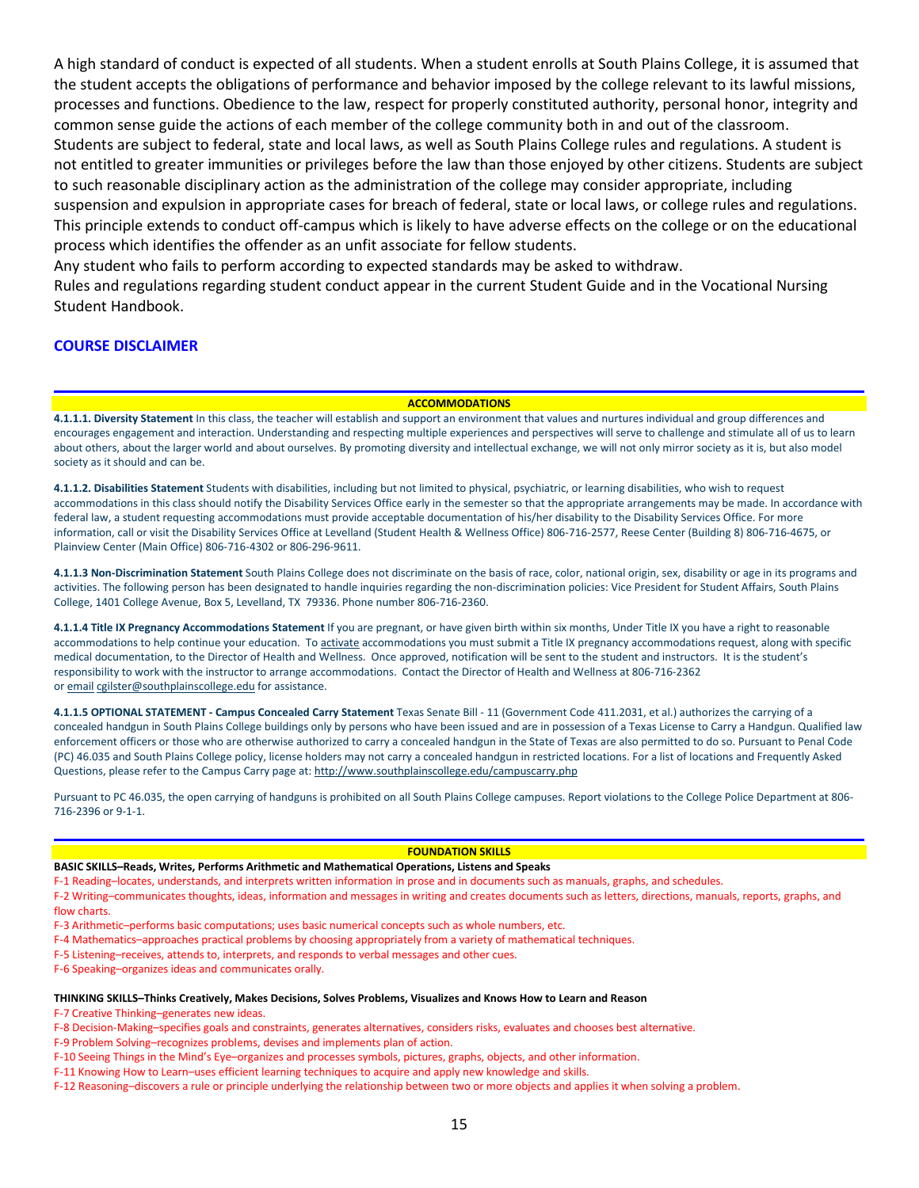A high standard of conduct is expected of all students. When a student enrolls at South Plains College, it is assumed that the student accepts the obligations of performance and behavior imposed by the college relevant to its lawful missions, processes and functions. Obedience to the law, respect for properly constituted authority, personal honor, integrity and common sense guide the actions of each member of the college community both in and out of the classroom.
Students are subject to federal, state and local laws, as well as South Plains College rules and regulations. A student is not entitled to greater immunities or privileges before the law than those enjoyed by other citizens. Students are subject to such reasonable disciplinary action as the administration of the college may consider appropriate, including suspension and expulsion in appropriate cases for breach of federal, state or local laws, or college rules and regulations. This principle extends to conduct off-campus which is likely to have adverse effects on the college or on the educational process which identifies the offender as an unfit associate for fellow students.
Any student who fails to perform according to expected standards may be asked to withdraw.
Rules and regulations regarding student conduct appear in the current Student Guide and in the Vocational Nursing Student Handbook.

## COURSE DISCLAIMER

### ACCOMMODATIONS

**4.1.1.1. Diversity Statement** In this class, the teacher will establish and support an environment that values and nurtures individual and group differences and encourages engagement and interaction. Understanding and respecting multiple experiences and perspectives will serve to challenge and stimulate all of us to learn about others, about the larger world and about ourselves. By promoting diversity and intellectual exchange, we will not only mirror society as it is, but also model society as it should and can be.

**4.1.1.2. Disabilities Statement** Students with disabilities, including but not limited to physical, psychiatric, or learning disabilities, who wish to request accommodations in this class should notify the Disability Services Office early in the semester so that the appropriate arrangements may be made. In accordance with federal law, a student requesting accommodations must provide acceptable documentation of his/her disability to the Disability Services Office. For more information, call or visit the Disability Services Office at Levelland (Student Health & Wellness Office) 806-716-2577, Reese Center (Building 8) 806-716-4675, or Plainview Center (Main Office) 806-716-4302 or 806-296-9611.

**4.1.1.3 Non-Discrimination Statement** South Plains College does not discriminate on the basis of race, color, national origin, sex, disability or age in its programs and activities. The following person has been designated to handle inquiries regarding the non-discrimination policies: Vice President for Student Affairs, South Plains College, 1401 College Avenue, Box 5, Levelland, TX 79336. Phone number 806-716-2360.

**4.1.1.4 Title IX Pregnancy Accommodations Statement** If you are pregnant, or have given birth within six months, Under Title IX you have a right to reasonable accommodations to help continue your education. To activate accommodations you must submit a Title IX pregnancy accommodations request, along with specific medical documentation, to the Director of Health and Wellness. Once approved, notification will be sent to the student and instructors. It is the student's responsibility to work with the instructor to arrange accommodations. Contact the Director of Health and Wellness at 806-716-2362 or email cgilster@southplainscollege.edu for assistance.

**4.1.1.5 OPTIONAL STATEMENT - Campus Concealed Carry Statement** Texas Senate Bill - 11 (Government Code 411.2031, et al.) authorizes the carrying of a concealed handgun in South Plains College buildings only by persons who have been issued and are in possession of a Texas License to Carry a Handgun. Qualified law enforcement officers or those who are otherwise authorized to carry a concealed handgun in the State of Texas are also permitted to do so. Pursuant to Penal Code (PC) 46.035 and South Plains College policy, license holders may not carry a concealed handgun in restricted locations. For a list of locations and Frequently Asked Questions, please refer to the Campus Carry page at: http://www.southplainscollege.edu/campuscarry.php

Pursuant to PC 46.035, the open carrying of handguns is prohibited on all South Plains College campuses. Report violations to the College Police Department at 806-716-2396 or 9-1-1.

### FOUNDATION SKILLS

**BASIC SKILLS–Reads, Writes, Performs Arithmetic and Mathematical Operations, Listens and Speaks**

F-1 Reading–locates, understands, and interprets written information in prose and in documents such as manuals, graphs, and schedules.
F-2 Writing–communicates thoughts, ideas, information and messages in writing and creates documents such as letters, directions, manuals, reports, graphs, and flow charts.
F-3 Arithmetic–performs basic computations; uses basic numerical concepts such as whole numbers, etc.
F-4 Mathematics–approaches practical problems by choosing appropriately from a variety of mathematical techniques.
F-5 Listening–receives, attends to, interprets, and responds to verbal messages and other cues.
F-6 Speaking–organizes ideas and communicates orally.

**THINKING SKILLS–Thinks Creatively, Makes Decisions, Solves Problems, Visualizes and Knows How to Learn and Reason**

F-7 Creative Thinking–generates new ideas.
F-8 Decision-Making–specifies goals and constraints, generates alternatives, considers risks, evaluates and chooses best alternative.
F-9 Problem Solving–recognizes problems, devises and implements plan of action.
F-10 Seeing Things in the Mind's Eye–organizes and processes symbols, pictures, graphs, objects, and other information.
F-11 Knowing How to Learn–uses efficient learning techniques to acquire and apply new knowledge and skills.
F-12 Reasoning–discovers a rule or principle underlying the relationship between two or more objects and applies it when solving a problem.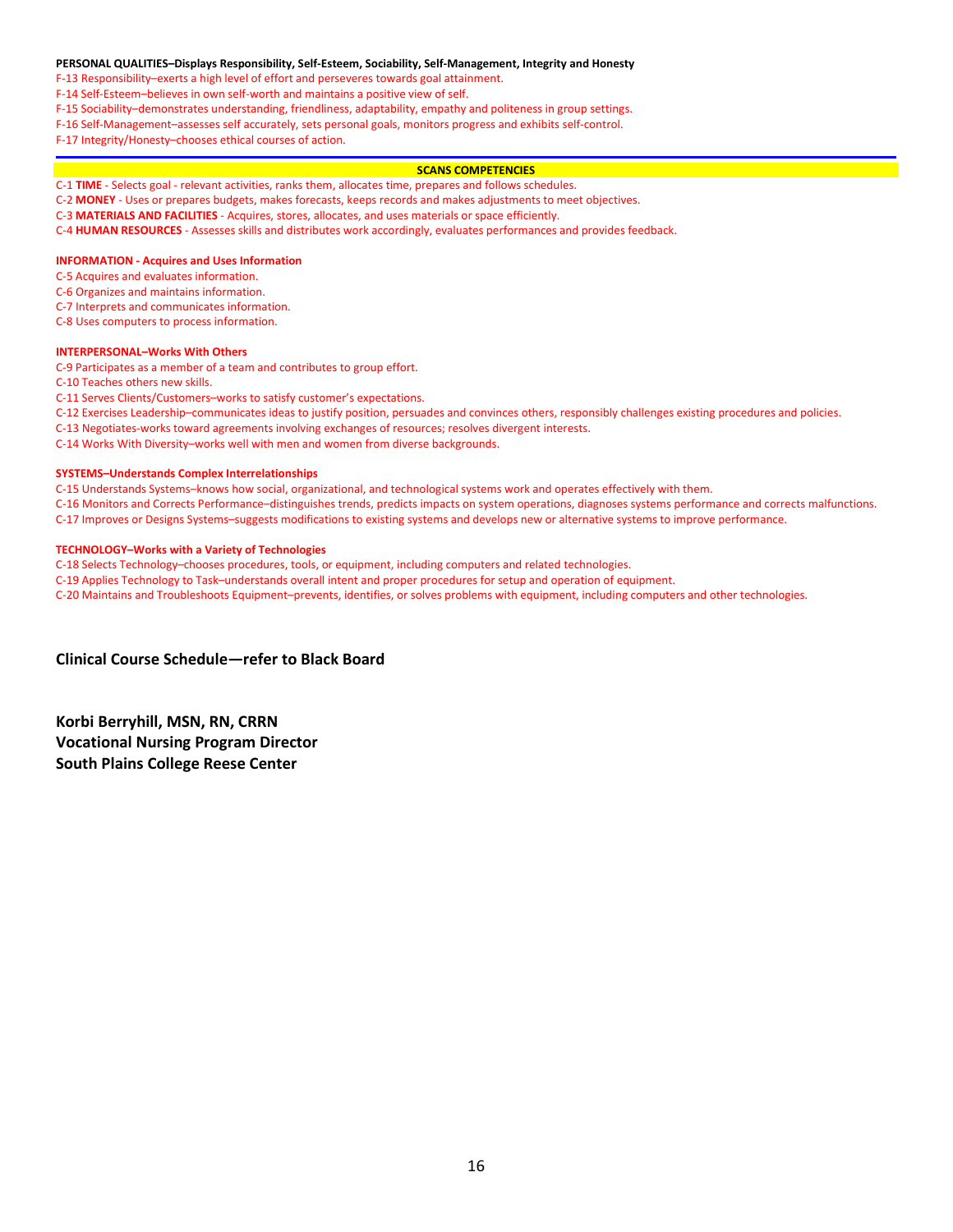**PERSONAL QUALITIES–Displays Responsibility, Self-Esteem, Sociability, Self-Management, Integrity and Honesty**

F-13 Responsibility–exerts a high level of effort and perseveres towards goal attainment.
F-14 Self-Esteem–believes in own self-worth and maintains a positive view of self.
F-15 Sociability–demonstrates understanding, friendliness, adaptability, empathy and politeness in group settings.
F-16 Self-Management–assesses self accurately, sets personal goals, monitors progress and exhibits self-control.
F-17 Integrity/Honesty–chooses ethical courses of action.

---

**SCANS COMPETENCIES**

C-1 **TIME** - Selects goal - relevant activities, ranks them, allocates time, prepares and follows schedules.
C-2 **MONEY** - Uses or prepares budgets, makes forecasts, keeps records and makes adjustments to meet objectives.
C-3 **MATERIALS AND FACILITIES** - Acquires, stores, allocates, and uses materials or space efficiently.
C-4 **HUMAN RESOURCES** - Assesses skills and distributes work accordingly, evaluates performances and provides feedback.

**INFORMATION - Acquires and Uses Information**

C-5 Acquires and evaluates information.
C-6 Organizes and maintains information.
C-7 Interprets and communicates information.
C-8 Uses computers to process information.

**INTERPERSONAL–Works With Others**

C-9 Participates as a member of a team and contributes to group effort.
C-10 Teaches others new skills.
C-11 Serves Clients/Customers–works to satisfy customer's expectations.
C-12 Exercises Leadership–communicates ideas to justify position, persuades and convinces others, responsibly challenges existing procedures and policies.
C-13 Negotiates-works toward agreements involving exchanges of resources; resolves divergent interests.
C-14 Works With Diversity–works well with men and women from diverse backgrounds.

**SYSTEMS–Understands Complex Interrelationships**

C-15 Understands Systems–knows how social, organizational, and technological systems work and operates effectively with them.
C-16 Monitors and Corrects Performance–distinguishes trends, predicts impacts on system operations, diagnoses systems performance and corrects malfunctions.
C-17 Improves or Designs Systems–suggests modifications to existing systems and develops new or alternative systems to improve performance.

**TECHNOLOGY–Works with a Variety of Technologies**

C-18 Selects Technology–chooses procedures, tools, or equipment, including computers and related technologies.
C-19 Applies Technology to Task–understands overall intent and proper procedures for setup and operation of equipment.
C-20 Maintains and Troubleshoots Equipment–prevents, identifies, or solves problems with equipment, including computers and other technologies.

**Clinical Course Schedule—refer to Black Board**

**Korbi Berryhill, MSN, RN, CRRN**
**Vocational Nursing Program Director**
**South Plains College Reese Center**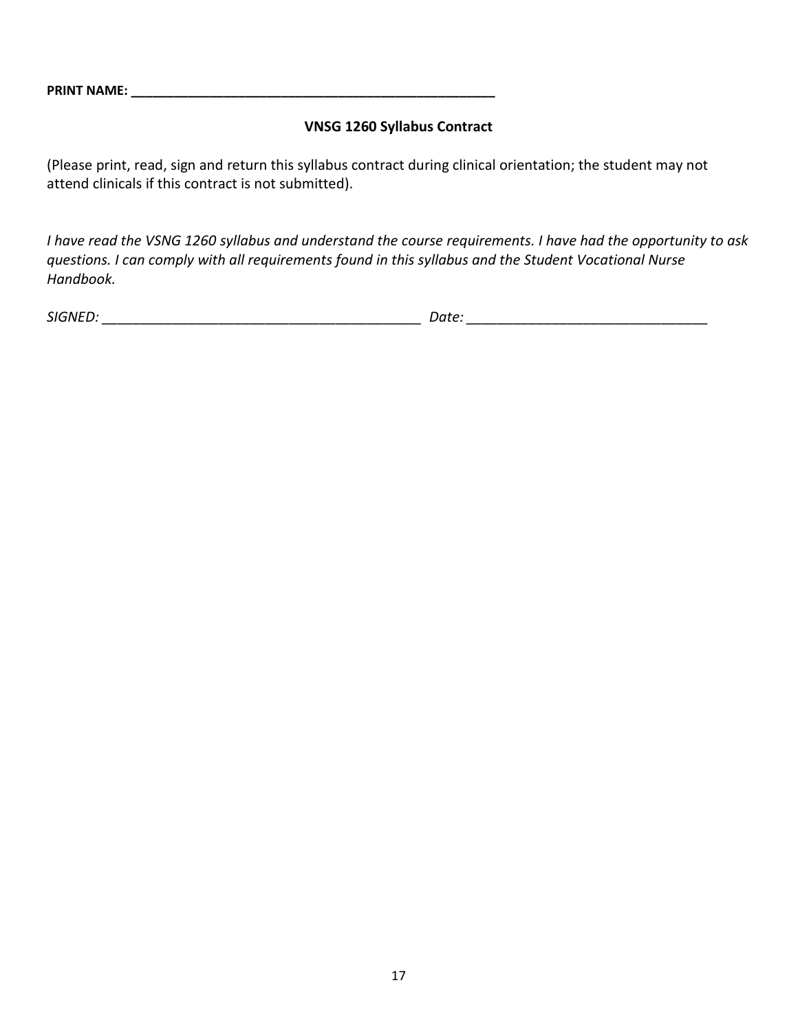**PRINT NAME: ____________________________________________________**

## VNSG 1260 Syllabus Contract

(Please print, read, sign and return this syllabus contract during clinical orientation; the student may not attend clinicals if this contract is not submitted).

*I have read the VSNG 1260 syllabus and understand the course requirements. I have had the opportunity to ask questions. I can comply with all requirements found in this syllabus and the Student Vocational Nurse Handbook.*

*SIGNED:* ___________________________________________ *Date:* _______________________________